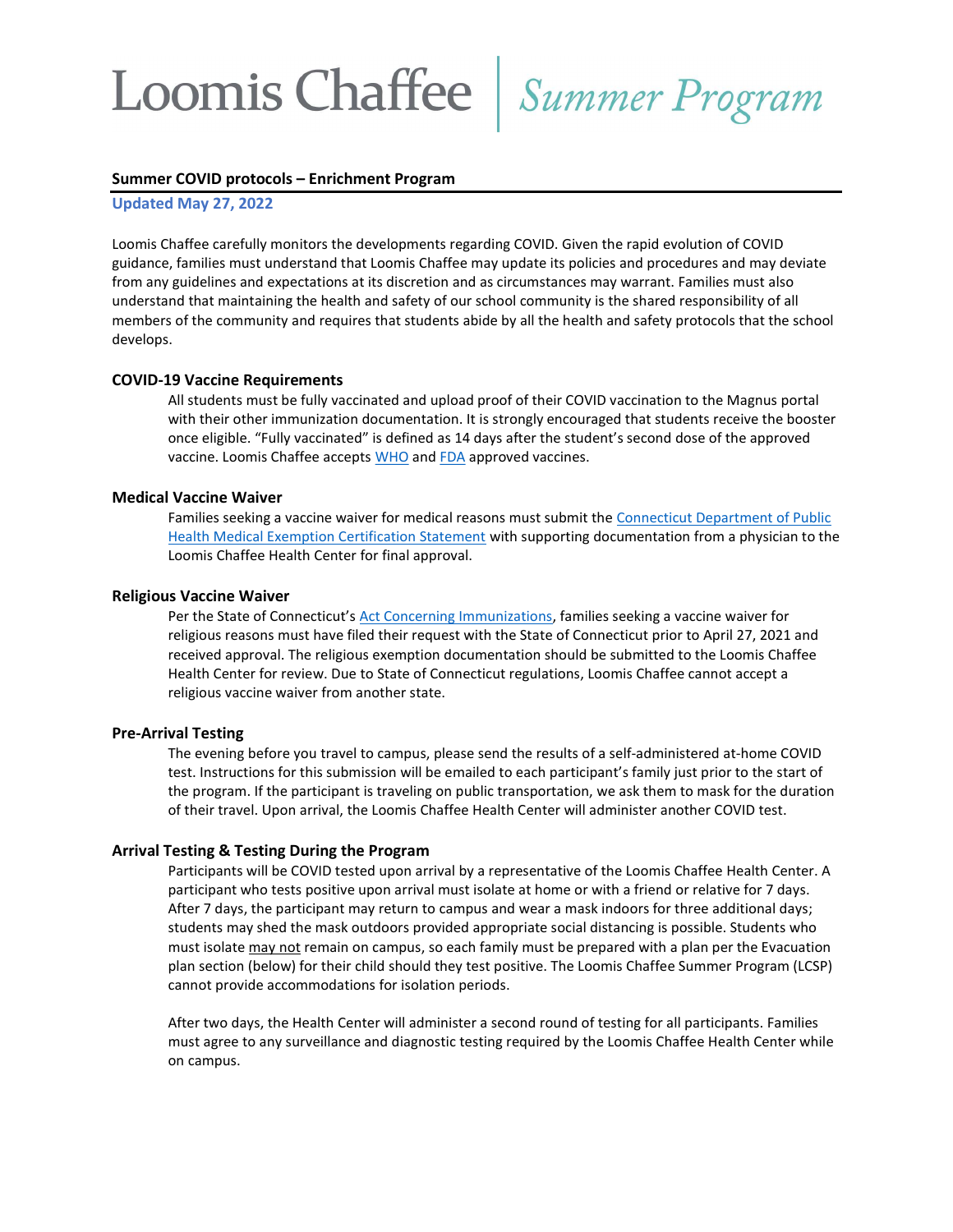# Loomis Chaffee | *Summer Program*

## Summer COVID protocols – Enrichment Program

**Updated May 27, 2022**

Loomis Chaffee carefully monitors the developments regarding COVID. Given the rapid evolution of COVID guidance, families must understand that Loomis Chaffee may update its policies and procedures and may deviate from any guidelines and expectations at its discretion and as circumstances may warrant. Families must also understand that maintaining the health and safety of our school community is the shared responsibility of all members of the community and requires that students abide by all the health and safety protocols that the school develops.

### COVID-19 Vaccine Requirements

All students must be fully vaccinated and upload proof of their COVID vaccination to the Magnus portal with their other immunization documentation. It is strongly encouraged that students receive the booster once eligible. "Fully vaccinated" is defined as 14 days after the student's second dose of the approved vaccine. Loomis Chaffee accepts WHO and FDA approved vaccines.

### Medical Vaccine Waiver

Families seeking a vaccine waiver for medical reasons must submit the Connecticut Department of Public Health Medical Exemption Certification Statement with supporting documentation from a physician to the Loomis Chaffee Health Center for final approval.

### Religious Vaccine Waiver

Per the State of Connecticut's Act Concerning Immunizations, families seeking a vaccine waiver for religious reasons must have filed their request with the State of Connecticut prior to April 27, 2021 and received approval. The religious exemption documentation should be submitted to the Loomis Chaffee Health Center for review. Due to State of Connecticut regulations, Loomis Chaffee cannot accept a religious vaccine waiver from another state.

### Pre-Arrival Testing

The evening before you travel to campus, please send the results of a self-administered at-home COVID test. Instructions for this submission will be emailed to each participant's family just prior to the start of the program. If the participant is traveling on public transportation, we ask them to mask for the duration of their travel. Upon arrival, the Loomis Chaffee Health Center will administer another COVID test.

### Arrival Testing & Testing During the Program

Participants will be COVID tested upon arrival by a representative of the Loomis Chaffee Health Center. A participant who tests positive upon arrival must isolate at home or with a friend or relative for 7 days. After 7 days, the participant may return to campus and wear a mask indoors for three additional days; students may shed the mask outdoors provided appropriate social distancing is possible. Students who must isolate may not remain on campus, so each family must be prepared with a plan per the Evacuation plan section (below) for their child should they test positive. The Loomis Chaffee Summer Program (LCSP) cannot provide accommodations for isolation periods.

After two days, the Health Center will administer a second round of testing for all participants. Families must agree to any surveillance and diagnostic testing required by the Loomis Chaffee Health Center while on campus.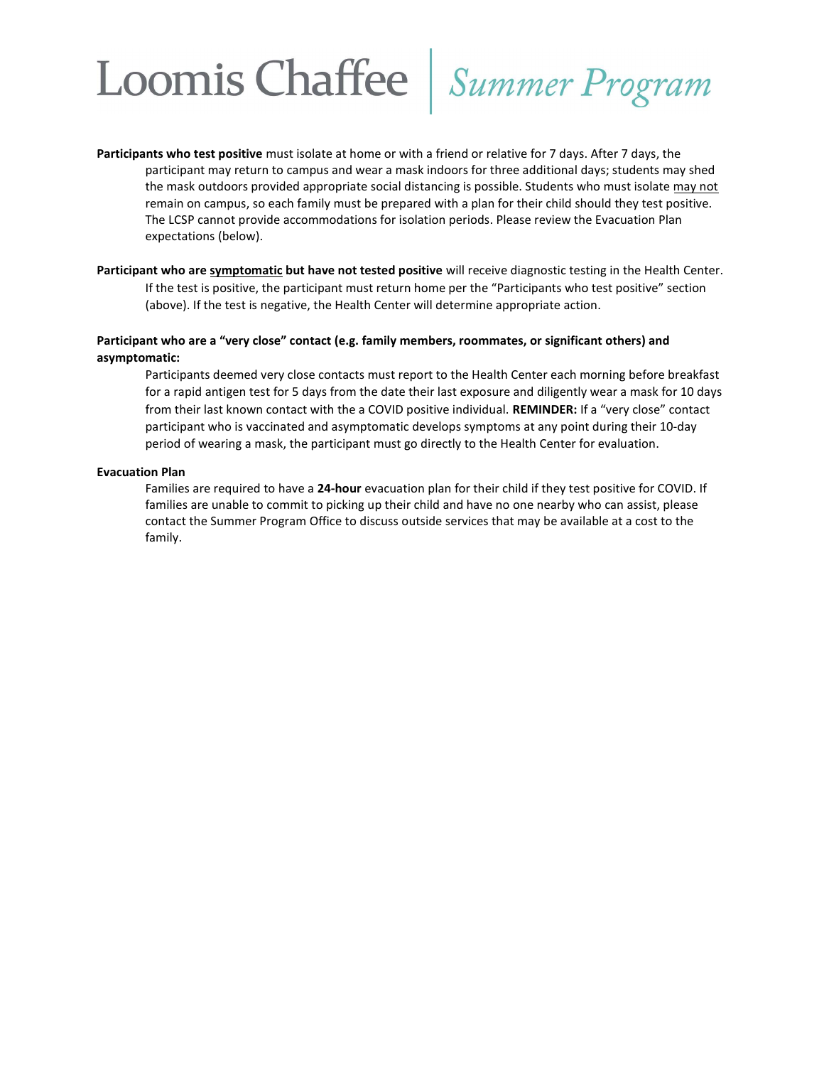**Participants who test positive** must isolate at home or with a friend or relative for 7 days. After 7 days, the participant may return to campus and wear a mask indoors for three additional days; students may shed the mask outdoors provided appropriate social distancing is possible. Students who must isolate <u>may not</u> remain on campus, so each family must be prepared with a plan for their child should they test positive. The LCSP cannot provide accommodations for isolation periods. Please review the Evacuation Plan expectations (below).

**Participant who are <u>symptomatic</u> but have not tested positive** will receive diagnostic testing in the Health Center. If the test is positive, the participant must return home per the "Participants who test positive" section (above). If the test is negative, the Health Center will determine appropriate action.

**Participant who are a "very close" contact (e.g. family members, roommates, or significant others) and asymptomatic:**

Participants deemed very close contacts must report to the Health Center each morning before breakfast for a rapid antigen test for 5 days from the date their last exposure and diligently wear a mask for 10 days from their last known contact with the a COVID positive individual. **REMINDER:** If a "very close" contact participant who is vaccinated and asymptomatic develops symptoms at any point during their 10-day period of wearing a mask, the participant must go directly to the Health Center for evaluation.

**Evacuation Plan**

Families are required to have a **24-hour** evacuation plan for their child if they test positive for COVID. If families are unable to commit to picking up their child and have no one nearby who can assist, please contact the Summer Program Office to discuss outside services that may be available at a cost to the family.